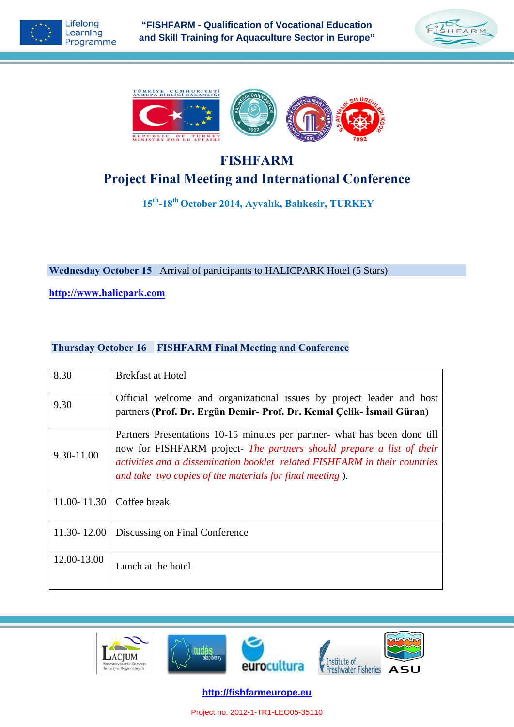# FISHFARM

## Project Final Meeting and International Conference

**15th-18th October 2014, Ayvalık, Balıkesir, TURKEY**

**Wednesday October 15** Arrival of participants to HALICPARK Hotel (5 Stars)

**http://www.halicpark.com**

**Thursday October 16** **FISHFARM Final Meeting and Conference**

| | |
|---|---|
| 8.30 | Brekfast at Hotel |
| 9.30 | Official welcome and organizational issues by project leader and host partners (**Prof. Dr. Ergün Demir- Prof. Dr. Kemal Çelik- İsmail Güran**) |
| 9.30-11.00 | Partners Presentations 10-15 minutes per partner- what has been done till now for FISHFARM project- *The partners should prepare a list of their activities and a dissemination booklet related FISHFARM in their countries and take two copies of the materials for final meeting* ). |
| 11.00- 11.30 | Coffee break |
| 11.30- 12.00 | Discussing on Final Conference |
| 12.00-13.00 | Lunch at the hotel |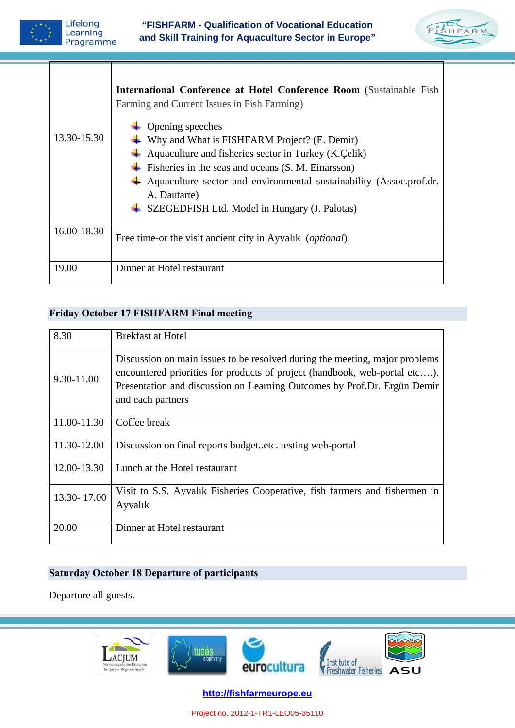| | |
|---|---|
| 13.30-15.30 | **International Conference at Hotel Conference Room** (Sustainable Fish Farming and Current Issues in Fish Farming)<br>- Opening speeches<br>- Why and What is FISHFARM Project? (E. Demir)<br>- Aquaculture and fisheries sector in Turkey (K.Çelik)<br>- Fisheries in the seas and oceans (S. M. Einarsson)<br>- Aquaculture sector and environmental sustainability (Assoc.prof.dr. A. Dautarte)<br>- SZEGEDFISH Ltd. Model in Hungary (J. Palotas) |
| 16.00-18.30 | Free time-or the visit ancient city in Ayvalık (*optional*) |
| 19.00 | Dinner at Hotel restaurant |

## Friday October 17 FISHFARM Final meeting

| | |
|---|---|
| 8.30 | Brekfast at Hotel |
| 9.30-11.00 | Discussion on main issues to be resolved during the meeting, major problems encountered priorities for products of project (handbook, web-portal etc….). Presentation and discussion on Learning Outcomes by Prof.Dr. Ergün Demir and each partners |
| 11.00-11.30 | Coffee break |
| 11.30-12.00 | Discussion on final reports budget..etc. testing web-portal |
| 12.00-13.30 | Lunch at the Hotel restaurant |
| 13.30- 17.00 | Visit to S.S. Ayvalık Fisheries Cooperative, fish farmers and fishermen in Ayvalık |
| 20.00 | Dinner at Hotel restaurant |

## Saturday October 18 Departure of participants

Departure all guests.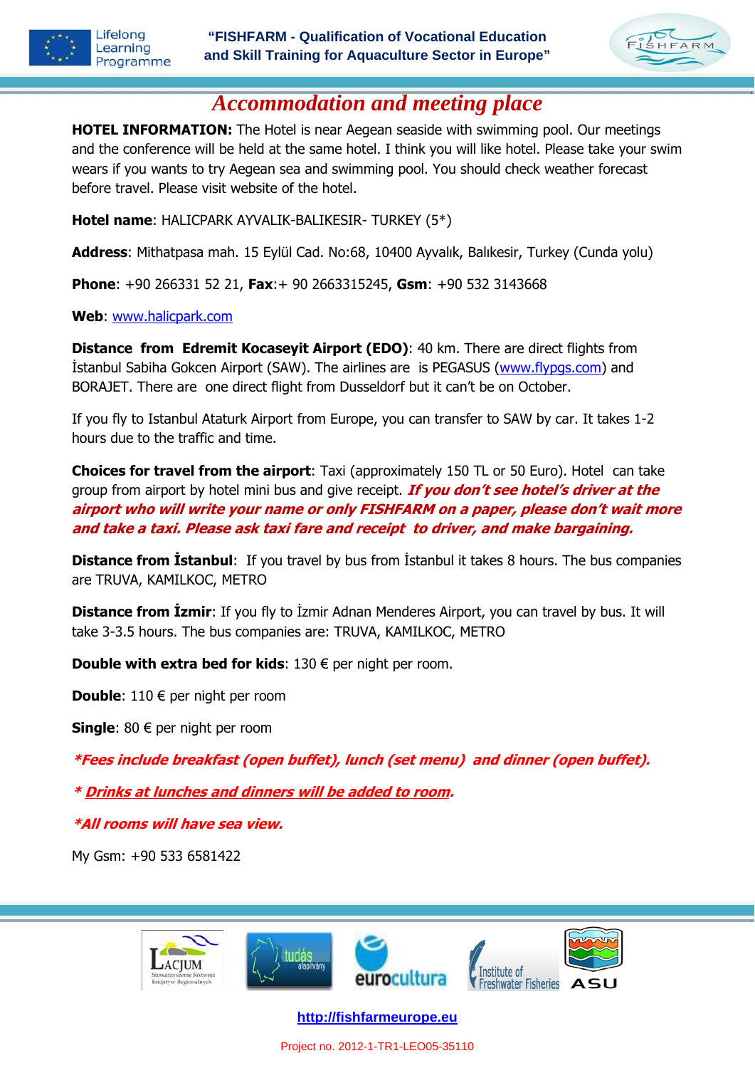# *Accommodation and meeting place*

**HOTEL INFORMATION:** The Hotel is near Aegean seaside with swimming pool. Our meetings and the conference will be held at the same hotel. I think you will like hotel. Please take your swim wears if you wants to try Aegean sea and swimming pool. You should check weather forecast before travel. Please visit website of the hotel.

**Hotel name**: HALICPARK AYVALIK-BALIKESIR- TURKEY (5*)

**Address**: Mithatpasa mah. 15 Eylül Cad. No:68, 10400 Ayvalık, Balıkesir, Turkey (Cunda yolu)

**Phone**: +90 266331 52 21, **Fax**:+ 90 2663315245, **Gsm**: +90 532 3143668

**Web**: www.halicpark.com

**Distance from Edremit Kocaseyit Airport (EDO)**: 40 km. There are direct flights from İstanbul Sabiha Gokcen Airport (SAW). The airlines are is PEGASUS (www.flypgs.com) and BORAJET. There are one direct flight from Dusseldorf but it can't be on October.

If you fly to Istanbul Ataturk Airport from Europe, you can transfer to SAW by car. It takes 1-2 hours due to the traffic and time.

**Choices for travel from the airport**: Taxi (approximately 150 TL or 50 Euro). Hotel can take group from airport by hotel mini bus and give receipt. ***If you don't see hotel's driver at the airport who will write your name or only FISHFARM on a paper, please don't wait more and take a taxi. Please ask taxi fare and receipt to driver, and make bargaining.***

**Distance from İstanbul**: If you travel by bus from İstanbul it takes 8 hours. The bus companies are TRUVA, KAMILKOC, METRO

**Distance from İzmir**: If you fly to İzmir Adnan Menderes Airport, you can travel by bus. It will take 3-3.5 hours. The bus companies are: TRUVA, KAMILKOC, METRO

**Double with extra bed for kids**: 130 € per night per room.

**Double**: 110 € per night per room

**Single**: 80 € per night per room

***\*Fees include breakfast (open buffet), lunch (set menu) and dinner (open buffet).***

***\* Drinks at lunches and dinners will be added to room.***

***\*All rooms will have sea view.***

My Gsm: +90 533 6581422

**http://fishfarmeurope.eu**

Project no. 2012-1-TR1-LEO05-35110